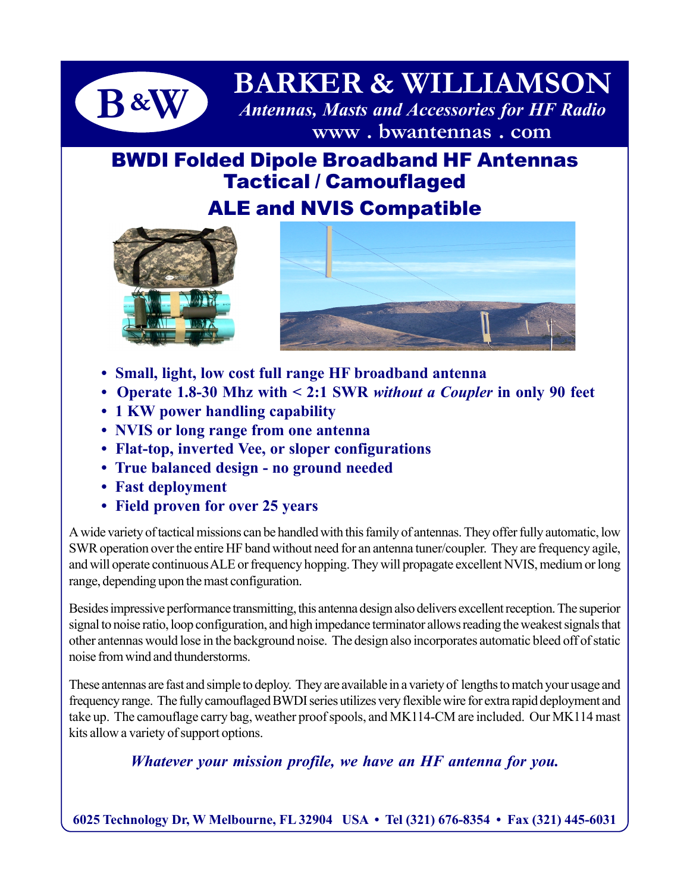# BARKER & WILLIAMSON

*Antennas, Masts and Accessories for HF Radio*

www . bwantennas . com

## BWDI Folded Dipole Broadband HF Antennas Tactical / Camouflaged

## ALE and NVIS Compatible

- **Small, light, low cost full range HF broadband antenna**
- **Operate 1.8-30 Mhz with < 2:1 SWR *without a Coupler* in only 90 feet**
- **1 KW power handling capability**
- **NVIS or long range from one antenna**
- **Flat-top, inverted Vee, or sloper configurations**
- **True balanced design - no ground needed**
- **Fast deployment**
- **Field proven for over 25 years**

A wide variety of tactical missions can be handled with this family of antennas. They offer fully automatic, low SWR operation over the entire HF band without need for an antenna tuner/coupler. They are frequency agile, and will operate continuous ALE or frequency hopping. They will propagate excellent NVIS, medium or long range, depending upon the mast configuration.

Besides impressive performance transmitting, this antenna design also delivers excellent reception. The superior signal to noise ratio, loop configuration, and high impedance terminator allows reading the weakest signals that other antennas would lose in the background noise. The design also incorporates automatic bleed off of static noise from wind and thunderstorms.

These antennas are fast and simple to deploy. They are available in a variety of lengths to match your usage and frequency range. The fully camouflaged BWDI series utilizes very flexible wire for extra rapid deployment and take up. The camouflage carry bag, weather proof spools, and MK114-CM are included. Our MK114 mast kits allow a variety of support options.

***Whatever your mission profile, we have an HF antenna for you.***

**6025 Technology Dr, W Melbourne, FL 32904 USA • Tel (321) 676-8354 • Fax (321) 445-6031**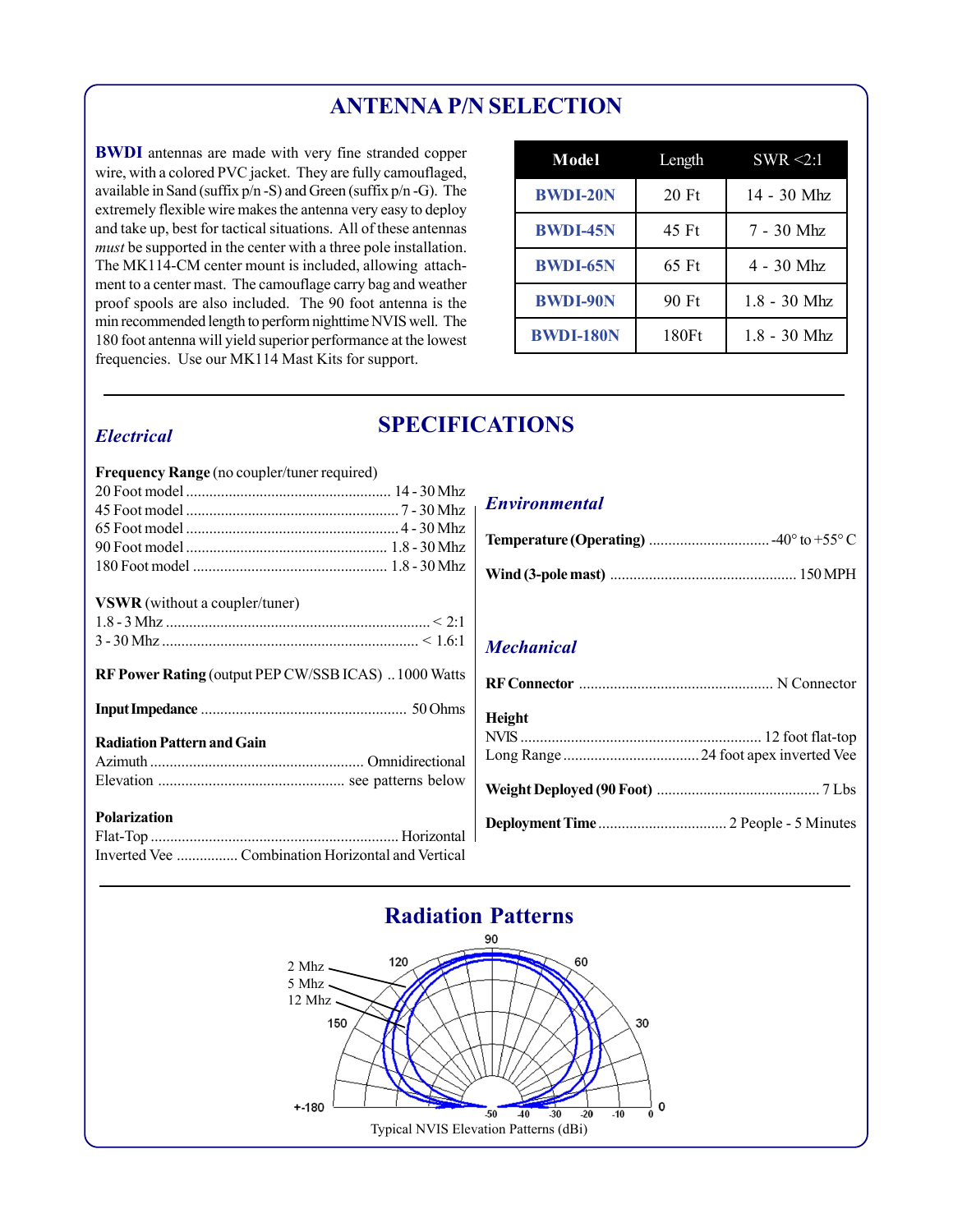## ANTENNA P/N SELECTION

**BWDI** antennas are made with very fine stranded copper wire, with a colored PVC jacket. They are fully camouflaged, available in Sand (suffix p/n -S) and Green (suffix p/n -G). The extremely flexible wire makes the antenna very easy to deploy and take up, best for tactical situations. All of these antennas *must* be supported in the center with a three pole installation. The MK114-CM center mount is included, allowing attachment to a center mast. The camouflage carry bag and weather proof spools are also included. The 90 foot antenna is the min recommended length to perform nighttime NVIS well. The 180 foot antenna will yield superior performance at the lowest frequencies. Use our MK114 Mast Kits for support.

| Model | Length | SWR <2:1 |
|---|---|---|
| **BWDI-20N** | 20 Ft | 14 - 30 Mhz |
| **BWDI-45N** | 45 Ft | 7 - 30 Mhz |
| **BWDI-65N** | 65 Ft | 4 - 30 Mhz |
| **BWDI-90N** | 90 Ft | 1.8 - 30 Mhz |
| **BWDI-180N** | 180Ft | 1.8 - 30 Mhz |

## SPECIFICATIONS

### *Electrical*

**Frequency Range** (no coupler/tuner required)
20 Foot model .......... 14 - 30 Mhz
45 Foot model .......... 7 - 30 Mhz
65 Foot model .......... 4 - 30 Mhz
90 Foot model .......... 1.8 - 30 Mhz
180 Foot model .......... 1.8 - 30 Mhz

**VSWR** (without a coupler/tuner)
1.8 - 3 Mhz .......... < 2:1
3 - 30 Mhz .......... < 1.6:1

**RF Power Rating** (output PEP CW/SSB ICAS) .. 1000 Watts

**Input Impedance** .......... 50 Ohms

**Radiation Pattern and Gain**
Azimuth .......... Omnidirectional
Elevation .......... see patterns below

**Polarization**
Flat-Top .......... Horizontal
Inverted Vee .......... Combination Horizontal and Vertical

### *Environmental*

**Temperature (Operating)** .......... -40° to +55° C

**Wind (3-pole mast)** .......... 150 MPH

### *Mechanical*

**RF Connector** .......... N Connector

**Height**
NVIS .......... 12 foot flat-top
Long Range .......... 24 foot apex inverted Vee

**Weight Deployed (90 Foot)** .......... 7 Lbs

**Deployment Time** .......... 2 People - 5 Minutes

## Radiation Patterns

2 Mhz
5 Mhz
12 Mhz
90
120
60
150
30
+-180
0
-50 -40 -30 -20 -10 0

Typical NVIS Elevation Patterns (dBi)